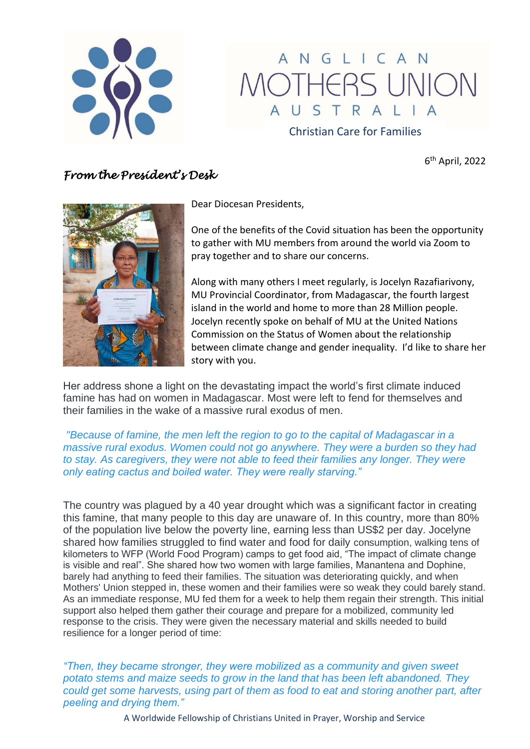# ANGLICAN MOTHERS UNION AUSTRALIA

Christian Care for Families

6th April, 2022

## *From the President's Desk*

Dear Diocesan Presidents,

One of the benefits of the Covid situation has been the opportunity to gather with MU members from around the world via Zoom to pray together and to share our concerns.

Along with many others I meet regularly, is Jocelyn Razafiarivony, MU Provincial Coordinator, from Madagascar, the fourth largest island in the world and home to more than 28 Million people. Jocelyn recently spoke on behalf of MU at the United Nations Commission on the Status of Women about the relationship between climate change and gender inequality. I'd like to share her story with you.

Her address shone a light on the devastating impact the world's first climate induced famine has had on women in Madagascar. Most were left to fend for themselves and their families in the wake of a massive rural exodus of men.

*"Because of famine, the men left the region to go to the capital of Madagascar in a massive rural exodus. Women could not go anywhere. They were a burden so they had to stay. As caregivers, they were not able to feed their families any longer. They were only eating cactus and boiled water. They were really starving."*

The country was plagued by a 40 year drought which was a significant factor in creating this famine, that many people to this day are unaware of. In this country, more than 80% of the population live below the poverty line, earning less than US$2 per day. Jocelyne shared how families struggled to find water and food for daily consumption, walking tens of kilometers to WFP (World Food Program) camps to get food aid, "The impact of climate change is visible and real". She shared how two women with large families, Manantena and Dophine, barely had anything to feed their families. The situation was deteriorating quickly, and when Mothers' Union stepped in, these women and their families were so weak they could barely stand. As an immediate response, MU fed them for a week to help them regain their strength. This initial support also helped them gather their courage and prepare for a mobilized, community led response to the crisis. They were given the necessary material and skills needed to build resilience for a longer period of time:

*"Then, they became stronger, they were mobilized as a community and given sweet potato stems and maize seeds to grow in the land that has been left abandoned. They could get some harvests, using part of them as food to eat and storing another part, after peeling and drying them."*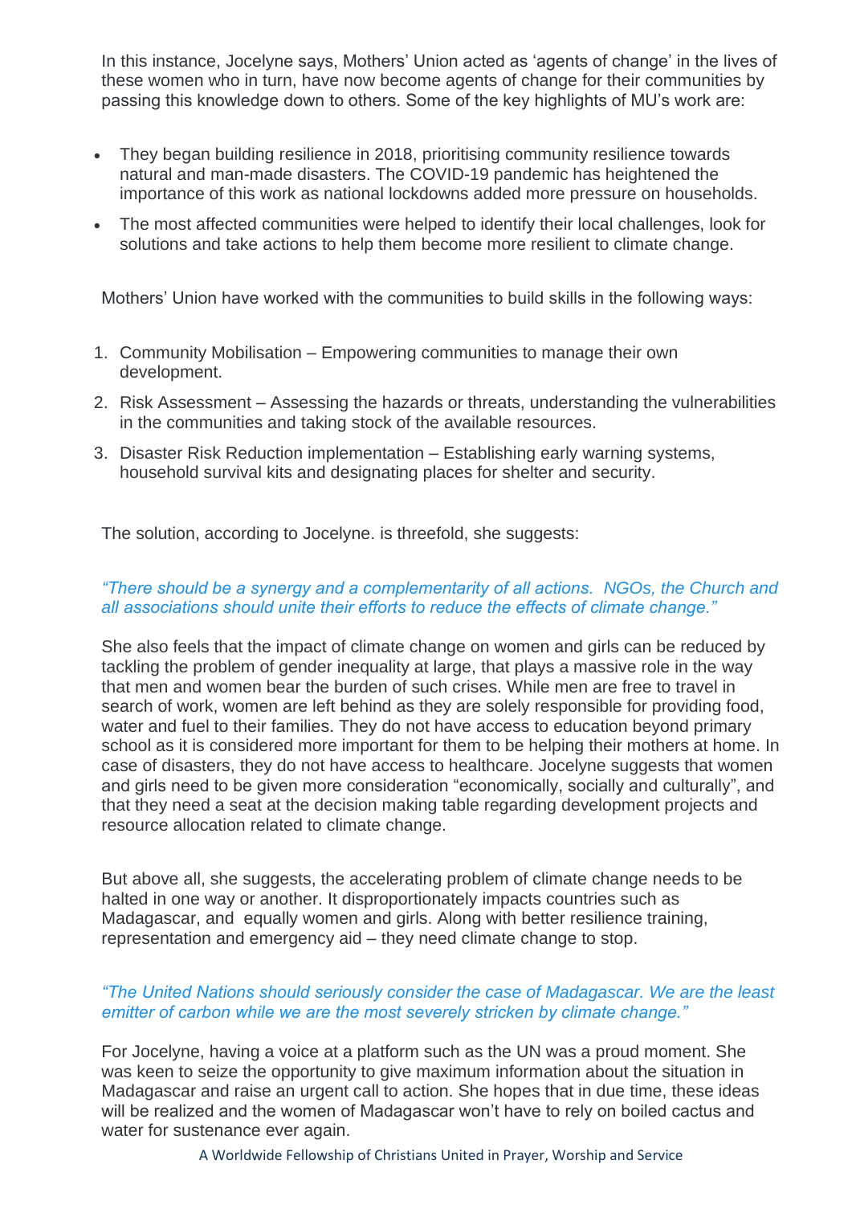In this instance, Jocelyne says, Mothers' Union acted as 'agents of change' in the lives of these women who in turn, have now become agents of change for their communities by passing this knowledge down to others. Some of the key highlights of MU's work are:

- They began building resilience in 2018, prioritising community resilience towards natural and man-made disasters. The COVID-19 pandemic has heightened the importance of this work as national lockdowns added more pressure on households.
- The most affected communities were helped to identify their local challenges, look for solutions and take actions to help them become more resilient to climate change.

Mothers' Union have worked with the communities to build skills in the following ways:

1. Community Mobilisation – Empowering communities to manage their own development.
2. Risk Assessment – Assessing the hazards or threats, understanding the vulnerabilities in the communities and taking stock of the available resources.
3. Disaster Risk Reduction implementation – Establishing early warning systems, household survival kits and designating places for shelter and security.

The solution, according to Jocelyne. is threefold, she suggests:

*"There should be a synergy and a complementarity of all actions. NGOs, the Church and all associations should unite their efforts to reduce the effects of climate change."*

She also feels that the impact of climate change on women and girls can be reduced by tackling the problem of gender inequality at large, that plays a massive role in the way that men and women bear the burden of such crises. While men are free to travel in search of work, women are left behind as they are solely responsible for providing food, water and fuel to their families. They do not have access to education beyond primary school as it is considered more important for them to be helping their mothers at home. In case of disasters, they do not have access to healthcare. Jocelyne suggests that women and girls need to be given more consideration "economically, socially and culturally", and that they need a seat at the decision making table regarding development projects and resource allocation related to climate change.

But above all, she suggests, the accelerating problem of climate change needs to be halted in one way or another. It disproportionately impacts countries such as Madagascar, and equally women and girls. Along with better resilience training, representation and emergency aid – they need climate change to stop.

*"The United Nations should seriously consider the case of Madagascar. We are the least emitter of carbon while we are the most severely stricken by climate change."*

For Jocelyne, having a voice at a platform such as the UN was a proud moment. She was keen to seize the opportunity to give maximum information about the situation in Madagascar and raise an urgent call to action. She hopes that in due time, these ideas will be realized and the women of Madagascar won't have to rely on boiled cactus and water for sustenance ever again.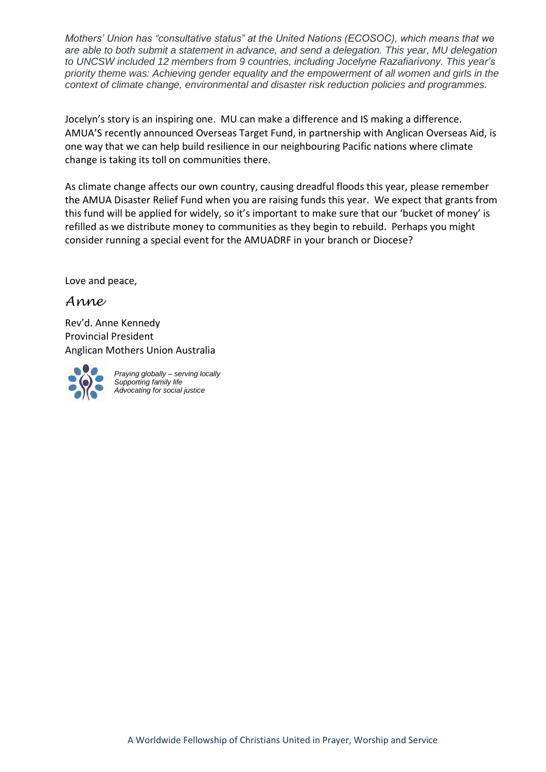*Mothers' Union has "consultative status" at the United Nations (ECOSOC), which means that we are able to both submit a statement in advance, and send a delegation. This year, MU delegation to UNCSW included 12 members from 9 countries, including Jocelyne Razafiarivony. This year's priority theme was: Achieving gender equality and the empowerment of all women and girls in the context of climate change, environmental and disaster risk reduction policies and programmes.*

Jocelyn's story is an inspiring one. MU can make a difference and IS making a difference. AMUA'S recently announced Overseas Target Fund, in partnership with Anglican Overseas Aid, is one way that we can help build resilience in our neighbouring Pacific nations where climate change is taking its toll on communities there.

As climate change affects our own country, causing dreadful floods this year, please remember the AMUA Disaster Relief Fund when you are raising funds this year. We expect that grants from this fund will be applied for widely, so it's important to make sure that our 'bucket of money' is refilled as we distribute money to communities as they begin to rebuild. Perhaps you might consider running a special event for the AMUADRF in your branch or Diocese?

Love and peace,

*Anne*

Rev'd. Anne Kennedy
Provincial President
Anglican Mothers Union Australia

*Praying globally – serving locally*
*Supporting family life*
*Advocating for social justice*

A Worldwide Fellowship of Christians United in Prayer, Worship and Service